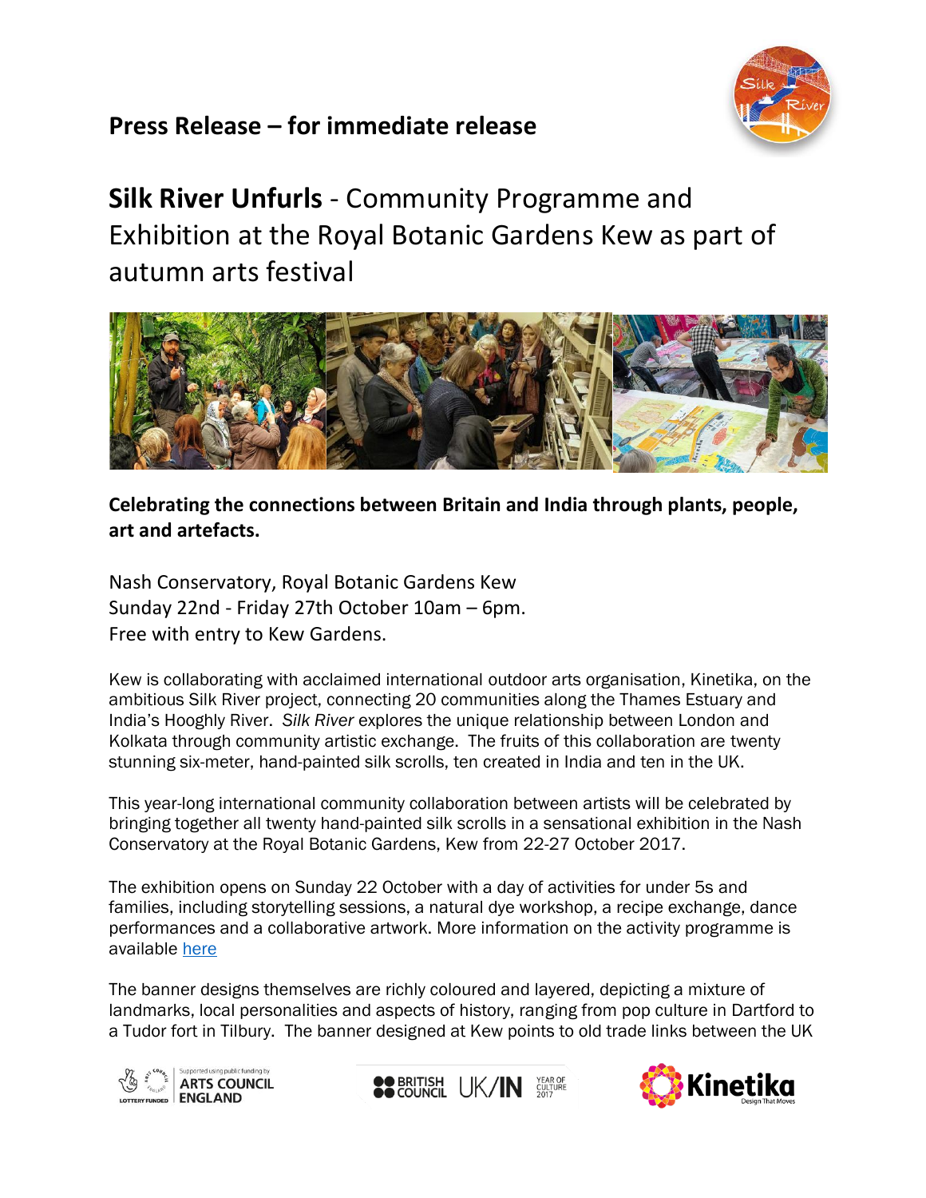## Press Release – for immediate release

# **Silk River Unfurls** - Community Programme and Exhibition at the Royal Botanic Gardens Kew as part of autumn arts festival

**Celebrating the connections between Britain and India through plants, people, art and artefacts.**

Nash Conservatory, Royal Botanic Gardens Kew
Sunday 22nd - Friday 27th October 10am – 6pm.
Free with entry to Kew Gardens.

Kew is collaborating with acclaimed international outdoor arts organisation, Kinetika, on the ambitious Silk River project, connecting 20 communities along the Thames Estuary and India's Hooghly River. *Silk River* explores the unique relationship between London and Kolkata through community artistic exchange. The fruits of this collaboration are twenty stunning six-meter, hand-painted silk scrolls, ten created in India and ten in the UK.

This year-long international community collaboration between artists will be celebrated by bringing together all twenty hand-painted silk scrolls in a sensational exhibition in the Nash Conservatory at the Royal Botanic Gardens, Kew from 22-27 October 2017.

The exhibition opens on Sunday 22 October with a day of activities for under 5s and families, including storytelling sessions, a natural dye workshop, a recipe exchange, dance performances and a collaborative artwork. More information on the activity programme is available here

The banner designs themselves are richly coloured and layered, depicting a mixture of landmarks, local personalities and aspects of history, ranging from pop culture in Dartford to a Tudor fort in Tilbury. The banner designed at Kew points to old trade links between the UK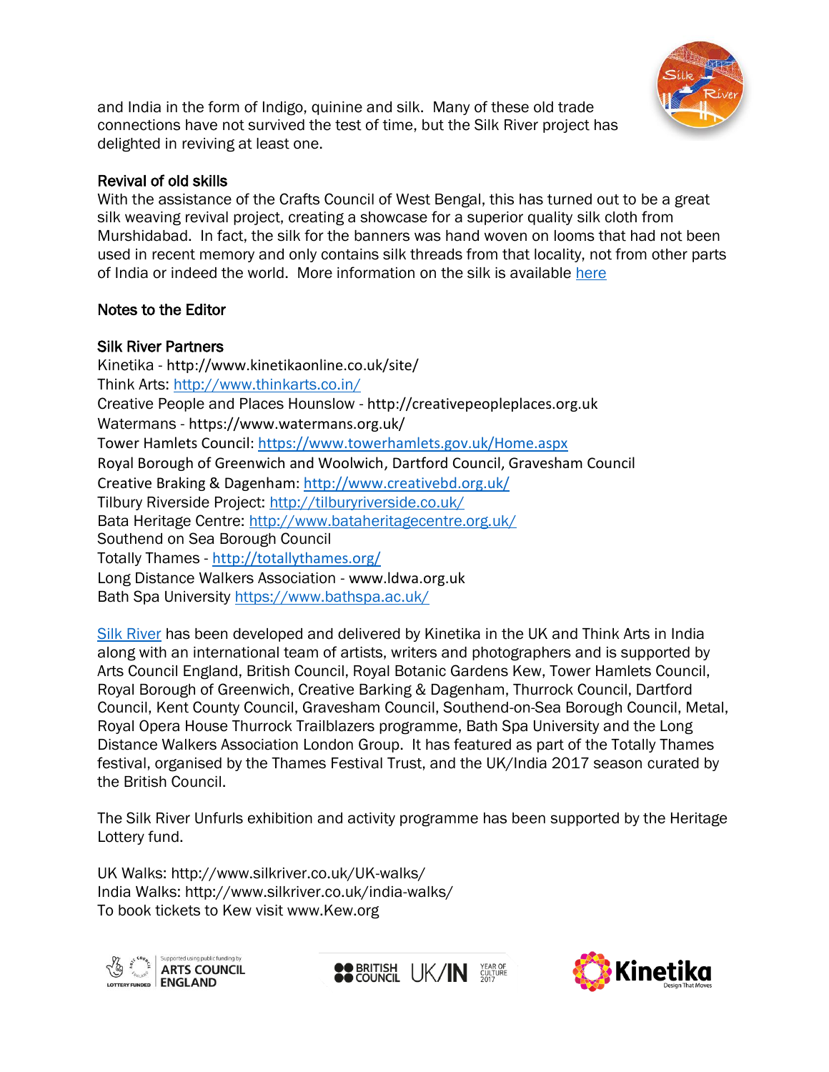and India in the form of Indigo, quinine and silk.  Many of these old trade connections have not survived the test of time, but the Silk River project has delighted in reviving at least one.

### Revival of old skills

With the assistance of the Crafts Council of West Bengal, this has turned out to be a great silk weaving revival project, creating a showcase for a superior quality silk cloth from Murshidabad.  In fact, the silk for the banners was hand woven on looms that had not been used in recent memory and only contains silk threads from that locality, not from other parts of India or indeed the world.  More information on the silk is available here

### Notes to the Editor

### Silk River Partners

Kinetika - http://www.kinetikaonline.co.uk/site/
Think Arts: http://www.thinkarts.co.in/
Creative People and Places Hounslow - http://creativepeopleplaces.org.uk
Watermans - https://www.watermans.org.uk/
Tower Hamlets Council: https://www.towerhamlets.gov.uk/Home.aspx
Royal Borough of Greenwich and Woolwich, Dartford Council, Gravesham Council
Creative Braking & Dagenham: http://www.creativebd.org.uk/
Tilbury Riverside Project: http://tilburyriverside.co.uk/
Bata Heritage Centre: http://www.bataheritagecentre.org.uk/
Southend on Sea Borough Council
Totally Thames - http://totallythames.org/
Long Distance Walkers Association - www.ldwa.org.uk
Bath Spa University https://www.bathspa.ac.uk/

Silk River has been developed and delivered by Kinetika in the UK and Think Arts in India along with an international team of artists, writers and photographers and is supported by Arts Council England, British Council, Royal Botanic Gardens Kew, Tower Hamlets Council, Royal Borough of Greenwich, Creative Barking & Dagenham, Thurrock Council, Dartford Council, Kent County Council, Gravesham Council, Southend-on-Sea Borough Council, Metal, Royal Opera House Thurrock Trailblazers programme, Bath Spa University and the Long Distance Walkers Association London Group.  It has featured as part of the Totally Thames festival, organised by the Thames Festival Trust, and the UK/India 2017 season curated by the British Council.

The Silk River Unfurls exhibition and activity programme has been supported by the Heritage Lottery fund.

UK Walks: http://www.silkriver.co.uk/UK-walks/
India Walks: http://www.silkriver.co.uk/india-walks/
To book tickets to Kew visit www.Kew.org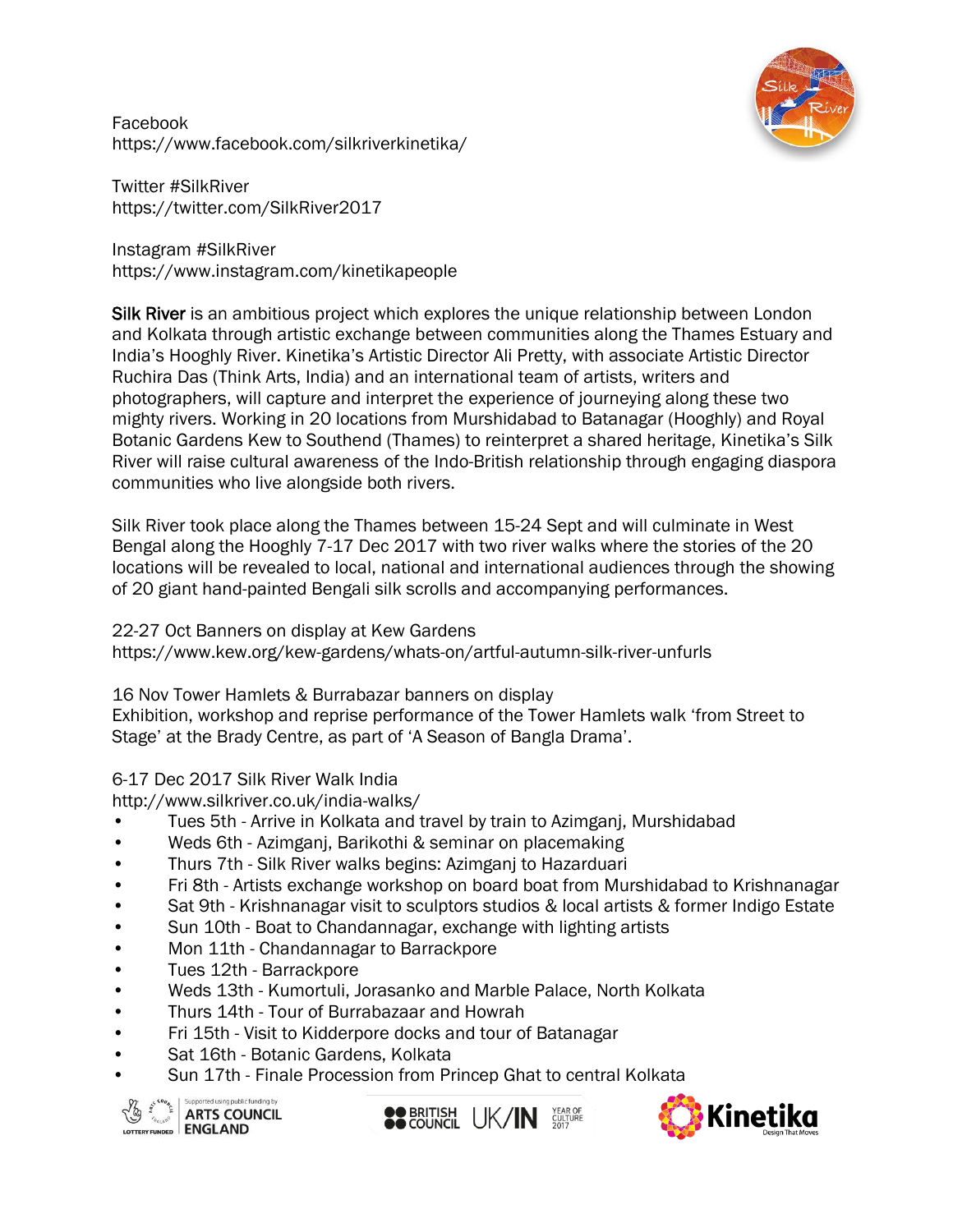Facebook
https://www.facebook.com/silkriverkinetika/

Twitter #SilkRiver
https://twitter.com/SilkRiver2017

Instagram #SilkRiver
https://www.instagram.com/kinetikapeople

**Silk River** is an ambitious project which explores the unique relationship between London and Kolkata through artistic exchange between communities along the Thames Estuary and India's Hooghly River. Kinetika's Artistic Director Ali Pretty, with associate Artistic Director Ruchira Das (Think Arts, India) and an international team of artists, writers and photographers, will capture and interpret the experience of journeying along these two mighty rivers. Working in 20 locations from Murshidabad to Batanagar (Hooghly) and Royal Botanic Gardens Kew to Southend (Thames) to reinterpret a shared heritage, Kinetika's Silk River will raise cultural awareness of the Indo-British relationship through engaging diaspora communities who live alongside both rivers.

Silk River took place along the Thames between 15-24 Sept and will culminate in West Bengal along the Hooghly 7-17 Dec 2017 with two river walks where the stories of the 20 locations will be revealed to local, national and international audiences through the showing of 20 giant hand-painted Bengali silk scrolls and accompanying performances.

22-27 Oct Banners on display at Kew Gardens
https://www.kew.org/kew-gardens/whats-on/artful-autumn-silk-river-unfurls

16 Nov Tower Hamlets & Burrabazar banners on display
Exhibition, workshop and reprise performance of the Tower Hamlets walk 'from Street to Stage' at the Brady Centre, as part of 'A Season of Bangla Drama'.

6-17 Dec 2017 Silk River Walk India
http://www.silkriver.co.uk/india-walks/

- Tues 5th - Arrive in Kolkata and travel by train to Azimganj, Murshidabad
- Weds 6th - Azimganj, Barikothi & seminar on placemaking
- Thurs 7th - Silk River walks begins: Azimganj to Hazarduari
- Fri 8th - Artists exchange workshop on board boat from Murshidabad to Krishnanagar
- Sat 9th - Krishnanagar visit to sculptors studios & local artists & former Indigo Estate
- Sun 10th - Boat to Chandannagar, exchange with lighting artists
- Mon 11th - Chandannagar to Barrackpore
- Tues 12th - Barrackpore
- Weds 13th - Kumortuli, Jorasanko and Marble Palace, North Kolkata
- Thurs 14th - Tour of Burrabazaar and Howrah
- Fri 15th - Visit to Kidderpore docks and tour of Batanagar
- Sat 16th - Botanic Gardens, Kolkata
- Sun 17th - Finale Procession from Princep Ghat to central Kolkata

LOTTERY FUNDED | Supported using public funding by ARTS COUNCIL ENGLAND

BRITISH COUNCIL UK/IN YEAR OF CULTURE 2017

Kinetika Design That Moves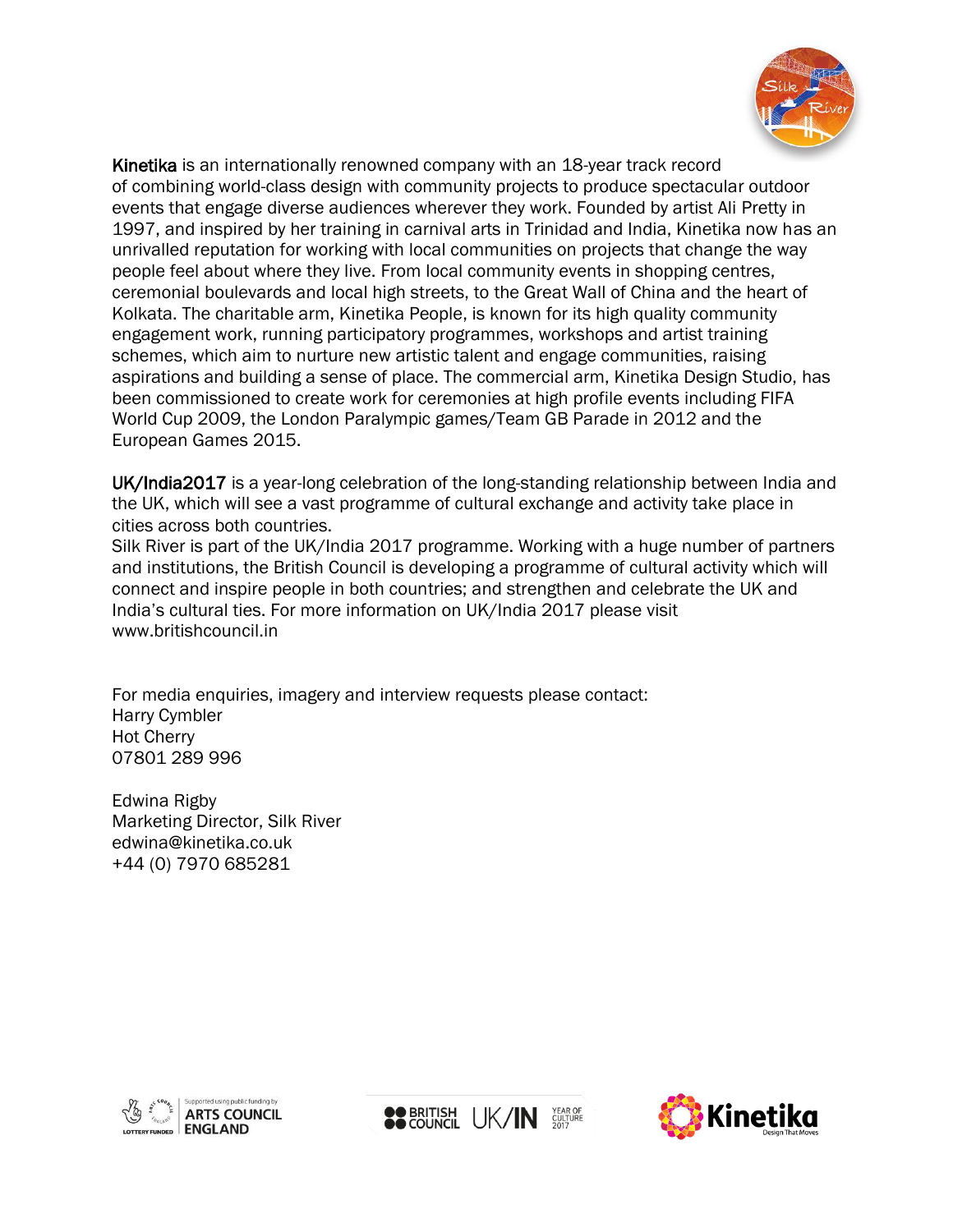**Kinetika** is an internationally renowned company with an 18-year track record of combining world-class design with community projects to produce spectacular outdoor events that engage diverse audiences wherever they work. Founded by artist Ali Pretty in 1997, and inspired by her training in carnival arts in Trinidad and India, Kinetika now has an unrivalled reputation for working with local communities on projects that change the way people feel about where they live. From local community events in shopping centres, ceremonial boulevards and local high streets, to the Great Wall of China and the heart of Kolkata. The charitable arm, Kinetika People, is known for its high quality community engagement work, running participatory programmes, workshops and artist training schemes, which aim to nurture new artistic talent and engage communities, raising aspirations and building a sense of place. The commercial arm, Kinetika Design Studio, has been commissioned to create work for ceremonies at high profile events including FIFA World Cup 2009, the London Paralympic games/Team GB Parade in 2012 and the European Games 2015.

**UK/India2017** is a year-long celebration of the long-standing relationship between India and the UK, which will see a vast programme of cultural exchange and activity take place in cities across both countries.
Silk River is part of the UK/India 2017 programme. Working with a huge number of partners and institutions, the British Council is developing a programme of cultural activity which will connect and inspire people in both countries; and strengthen and celebrate the UK and India's cultural ties. For more information on UK/India 2017 please visit www.britishcouncil.in

For media enquiries, imagery and interview requests please contact:
Harry Cymbler
Hot Cherry
07801 289 996

Edwina Rigby
Marketing Director, Silk River
edwina@kinetika.co.uk
+44 (0) 7970 685281